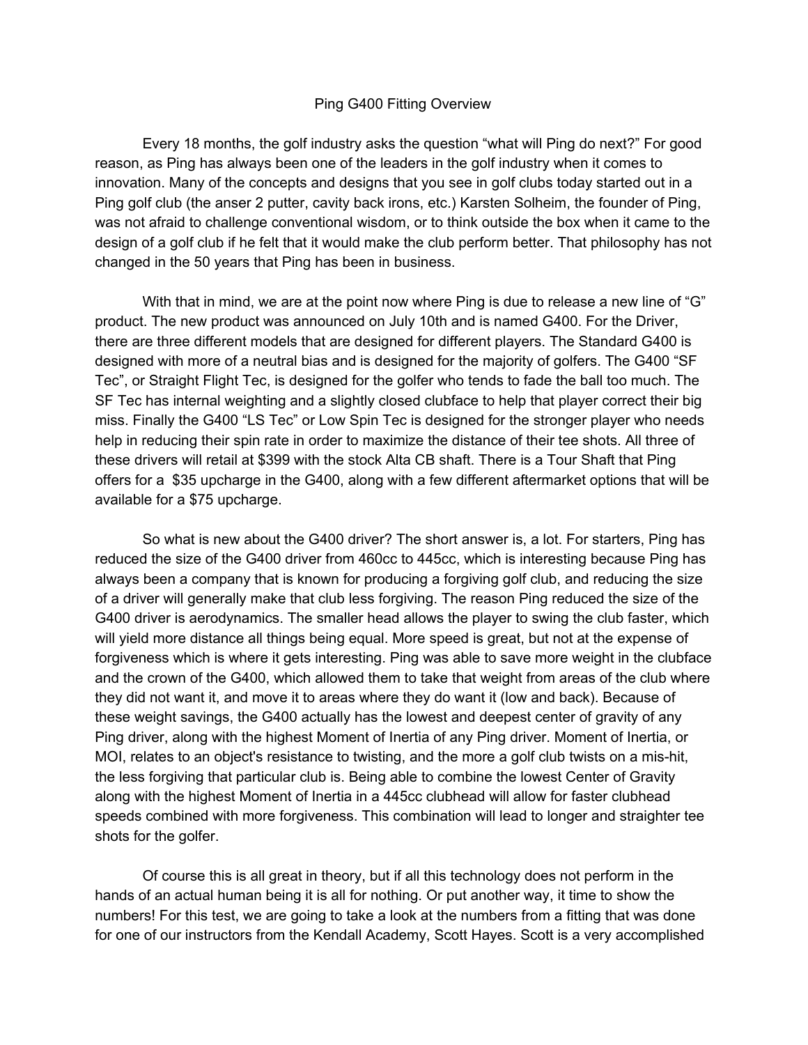# Ping G400 Fitting Overview

Every 18 months, the golf industry asks the question "what will Ping do next?" For good reason, as Ping has always been one of the leaders in the golf industry when it comes to innovation. Many of the concepts and designs that you see in golf clubs today started out in a Ping golf club (the anser 2 putter, cavity back irons, etc.) Karsten Solheim, the founder of Ping, was not afraid to challenge conventional wisdom, or to think outside the box when it came to the design of a golf club if he felt that it would make the club perform better. That philosophy has not changed in the 50 years that Ping has been in business.

With that in mind, we are at the point now where Ping is due to release a new line of "G" product. The new product was announced on July 10th and is named G400. For the Driver, there are three different models that are designed for different players. The Standard G400 is designed with more of a neutral bias and is designed for the majority of golfers. The G400 "SF Tec", or Straight Flight Tec, is designed for the golfer who tends to fade the ball too much. The SF Tec has internal weighting and a slightly closed clubface to help that player correct their big miss. Finally the G400 "LS Tec" or Low Spin Tec is designed for the stronger player who needs help in reducing their spin rate in order to maximize the distance of their tee shots. All three of these drivers will retail at $399 with the stock Alta CB shaft. There is a Tour Shaft that Ping offers for a $35 upcharge in the G400, along with a few different aftermarket options that will be available for a $75 upcharge.

So what is new about the G400 driver? The short answer is, a lot. For starters, Ping has reduced the size of the G400 driver from 460cc to 445cc, which is interesting because Ping has always been a company that is known for producing a forgiving golf club, and reducing the size of a driver will generally make that club less forgiving. The reason Ping reduced the size of the G400 driver is aerodynamics. The smaller head allows the player to swing the club faster, which will yield more distance all things being equal. More speed is great, but not at the expense of forgiveness which is where it gets interesting. Ping was able to save more weight in the clubface and the crown of the G400, which allowed them to take that weight from areas of the club where they did not want it, and move it to areas where they do want it (low and back). Because of these weight savings, the G400 actually has the lowest and deepest center of gravity of any Ping driver, along with the highest Moment of Inertia of any Ping driver. Moment of Inertia, or MOI, relates to an object's resistance to twisting, and the more a golf club twists on a mis-hit, the less forgiving that particular club is. Being able to combine the lowest Center of Gravity along with the highest Moment of Inertia in a 445cc clubhead will allow for faster clubhead speeds combined with more forgiveness. This combination will lead to longer and straighter tee shots for the golfer.

Of course this is all great in theory, but if all this technology does not perform in the hands of an actual human being it is all for nothing. Or put another way, it time to show the numbers! For this test, we are going to take a look at the numbers from a fitting that was done for one of our instructors from the Kendall Academy, Scott Hayes. Scott is a very accomplished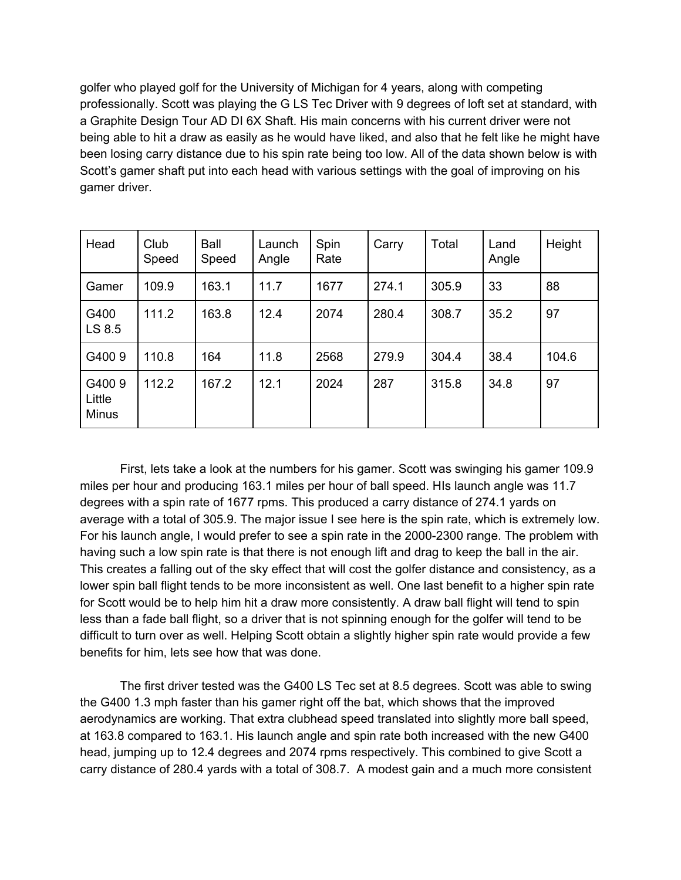golfer who played golf for the University of Michigan for 4 years, along with competing professionally. Scott was playing the G LS Tec Driver with 9 degrees of loft set at standard, with a Graphite Design Tour AD DI 6X Shaft. His main concerns with his current driver were not being able to hit a draw as easily as he would have liked, and also that he felt like he might have been losing carry distance due to his spin rate being too low. All of the data shown below is with Scott's gamer shaft put into each head with various settings with the goal of improving on his gamer driver.

| Head | Club Speed | Ball Speed | Launch Angle | Spin Rate | Carry | Total | Land Angle | Height |
|---|---|---|---|---|---|---|---|---|
| Gamer | 109.9 | 163.1 | 11.7 | 1677 | 274.1 | 305.9 | 33 | 88 |
| G400 LS 8.5 | 111.2 | 163.8 | 12.4 | 2074 | 280.4 | 308.7 | 35.2 | 97 |
| G400 9 | 110.8 | 164 | 11.8 | 2568 | 279.9 | 304.4 | 38.4 | 104.6 |
| G400 9 Little Minus | 112.2 | 167.2 | 12.1 | 2024 | 287 | 315.8 | 34.8 | 97 |

First, lets take a look at the numbers for his gamer. Scott was swinging his gamer 109.9 miles per hour and producing 163.1 miles per hour of ball speed. HIs launch angle was 11.7 degrees with a spin rate of 1677 rpms. This produced a carry distance of 274.1 yards on average with a total of 305.9. The major issue I see here is the spin rate, which is extremely low. For his launch angle, I would prefer to see a spin rate in the 2000-2300 range. The problem with having such a low spin rate is that there is not enough lift and drag to keep the ball in the air. This creates a falling out of the sky effect that will cost the golfer distance and consistency, as a lower spin ball flight tends to be more inconsistent as well. One last benefit to a higher spin rate for Scott would be to help him hit a draw more consistently. A draw ball flight will tend to spin less than a fade ball flight, so a driver that is not spinning enough for the golfer will tend to be difficult to turn over as well. Helping Scott obtain a slightly higher spin rate would provide a few benefits for him, lets see how that was done.

The first driver tested was the G400 LS Tec set at 8.5 degrees. Scott was able to swing the G400 1.3 mph faster than his gamer right off the bat, which shows that the improved aerodynamics are working. That extra clubhead speed translated into slightly more ball speed, at 163.8 compared to 163.1. His launch angle and spin rate both increased with the new G400 head, jumping up to 12.4 degrees and 2074 rpms respectively. This combined to give Scott a carry distance of 280.4 yards with a total of 308.7. A modest gain and a much more consistent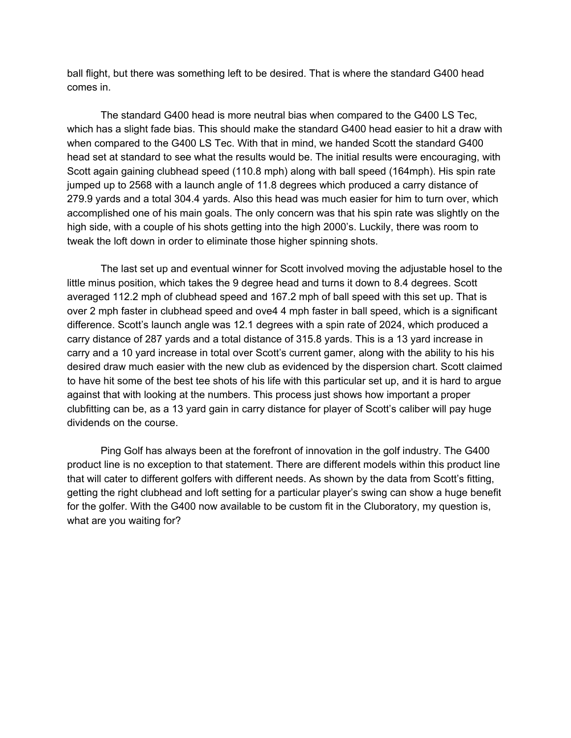ball flight, but there was something left to be desired. That is where the standard G400 head comes in.

The standard G400 head is more neutral bias when compared to the G400 LS Tec, which has a slight fade bias. This should make the standard G400 head easier to hit a draw with when compared to the G400 LS Tec. With that in mind, we handed Scott the standard G400 head set at standard to see what the results would be. The initial results were encouraging, with Scott again gaining clubhead speed (110.8 mph) along with ball speed (164mph). His spin rate jumped up to 2568 with a launch angle of 11.8 degrees which produced a carry distance of 279.9 yards and a total 304.4 yards. Also this head was much easier for him to turn over, which accomplished one of his main goals. The only concern was that his spin rate was slightly on the high side, with a couple of his shots getting into the high 2000's. Luckily, there was room to tweak the loft down in order to eliminate those higher spinning shots.

The last set up and eventual winner for Scott involved moving the adjustable hosel to the little minus position, which takes the 9 degree head and turns it down to 8.4 degrees. Scott averaged 112.2 mph of clubhead speed and 167.2 mph of ball speed with this set up. That is over 2 mph faster in clubhead speed and ove4 4 mph faster in ball speed, which is a significant difference. Scott's launch angle was 12.1 degrees with a spin rate of 2024, which produced a carry distance of 287 yards and a total distance of 315.8 yards. This is a 13 yard increase in carry and a 10 yard increase in total over Scott's current gamer, along with the ability to his his desired draw much easier with the new club as evidenced by the dispersion chart. Scott claimed to have hit some of the best tee shots of his life with this particular set up, and it is hard to argue against that with looking at the numbers. This process just shows how important a proper clubfitting can be, as a 13 yard gain in carry distance for player of Scott's caliber will pay huge dividends on the course.

Ping Golf has always been at the forefront of innovation in the golf industry. The G400 product line is no exception to that statement. There are different models within this product line that will cater to different golfers with different needs. As shown by the data from Scott's fitting, getting the right clubhead and loft setting for a particular player's swing can show a huge benefit for the golfer. With the G400 now available to be custom fit in the Cluboratory, my question is, what are you waiting for?